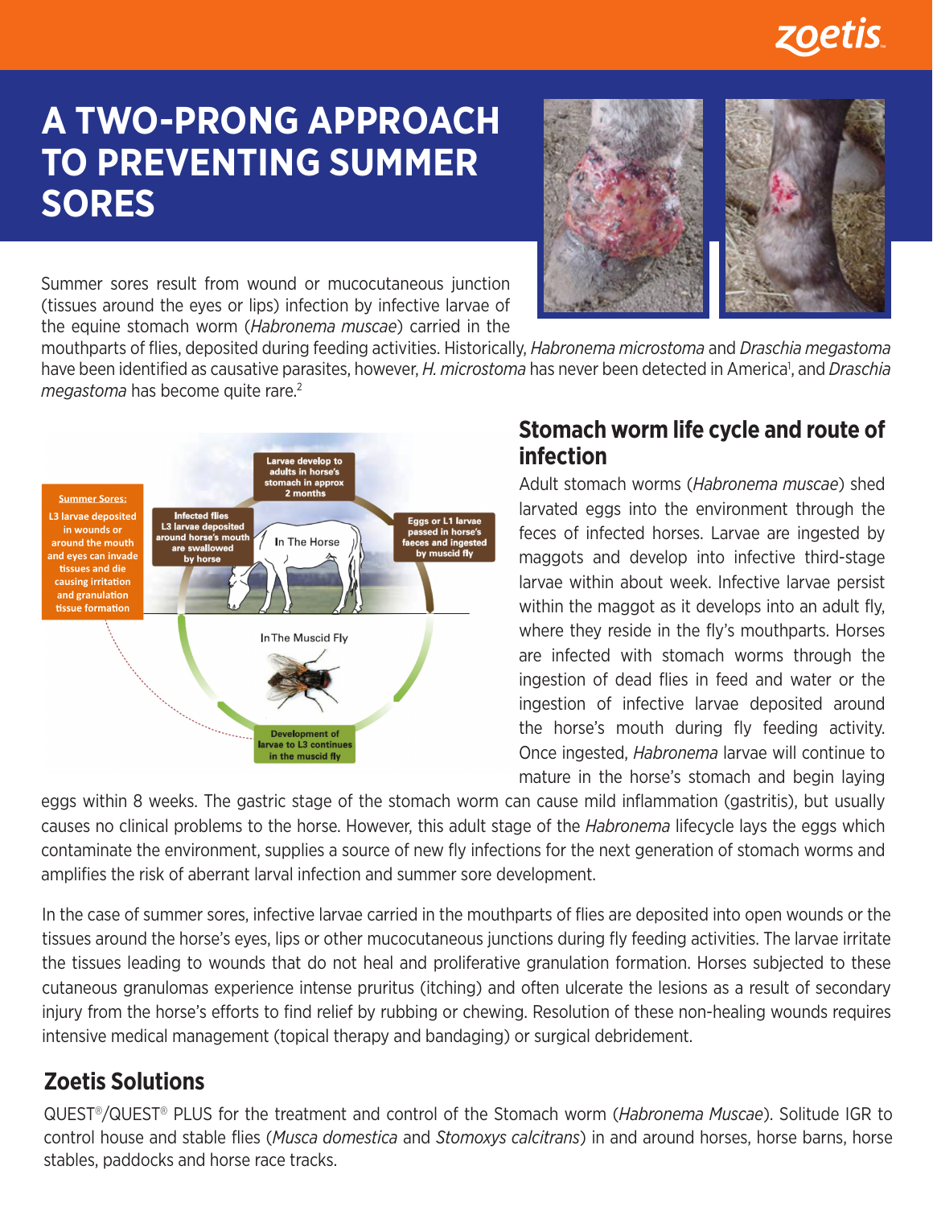# A TWO-PRONG APPROACH TO PREVENTING SUMMER SORES

Summer sores result from wound or mucocutaneous junction (tissues around the eyes or lips) infection by infective larvae of the equine stomach worm (*Habronema muscae*) carried in the mouthparts of flies, deposited during feeding activities. Historically, *Habronema microstoma* and *Draschia megastoma* have been identified as causative parasites, however, *H. microstoma* has never been detected in America[1], and *Draschia megastoma* has become quite rare.[2]

**Summer Sores:** L3 larvae deposited in wounds or around the mouth and eyes can invade tissues and die causing irritation and granulation tissue formation

Larvae develop to adults in horse's stomach in approx 2 months

Eggs or L1 larvae passed in horse's faeces and ingested by muscid fly

Infected flies L3 larvae deposited around horse's mouth are swallowed by horse

In The Horse

In The Muscid Fly

Development of larvae to L3 continues in the muscid fly

## Stomach worm life cycle and route of infection

Adult stomach worms (*Habronema muscae*) shed larvated eggs into the environment through the feces of infected horses. Larvae are ingested by maggots and develop into infective third-stage larvae within about week. Infective larvae persist within the maggot as it develops into an adult fly, where they reside in the fly's mouthparts. Horses are infected with stomach worms through the ingestion of dead flies in feed and water or the ingestion of infective larvae deposited around the horse's mouth during fly feeding activity. Once ingested, *Habronema* larvae will continue to mature in the horse's stomach and begin laying eggs within 8 weeks. The gastric stage of the stomach worm can cause mild inflammation (gastritis), but usually causes no clinical problems to the horse. However, this adult stage of the *Habronema* lifecycle lays the eggs which contaminate the environment, supplies a source of new fly infections for the next generation of stomach worms and amplifies the risk of aberrant larval infection and summer sore development.

In the case of summer sores, infective larvae carried in the mouthparts of flies are deposited into open wounds or the tissues around the horse's eyes, lips or other mucocutaneous junctions during fly feeding activities. The larvae irritate the tissues leading to wounds that do not heal and proliferative granulation formation. Horses subjected to these cutaneous granulomas experience intense pruritus (itching) and often ulcerate the lesions as a result of secondary injury from the horse's efforts to find relief by rubbing or chewing. Resolution of these non-healing wounds requires intensive medical management (topical therapy and bandaging) or surgical debridement.

## Zoetis Solutions

QUEST®/QUEST® PLUS for the treatment and control of the Stomach worm (*Habronema Muscae*). Solitude IGR to control house and stable flies (*Musca domestica* and *Stomoxys calcitrans*) in and around horses, horse barns, horse stables, paddocks and horse race tracks.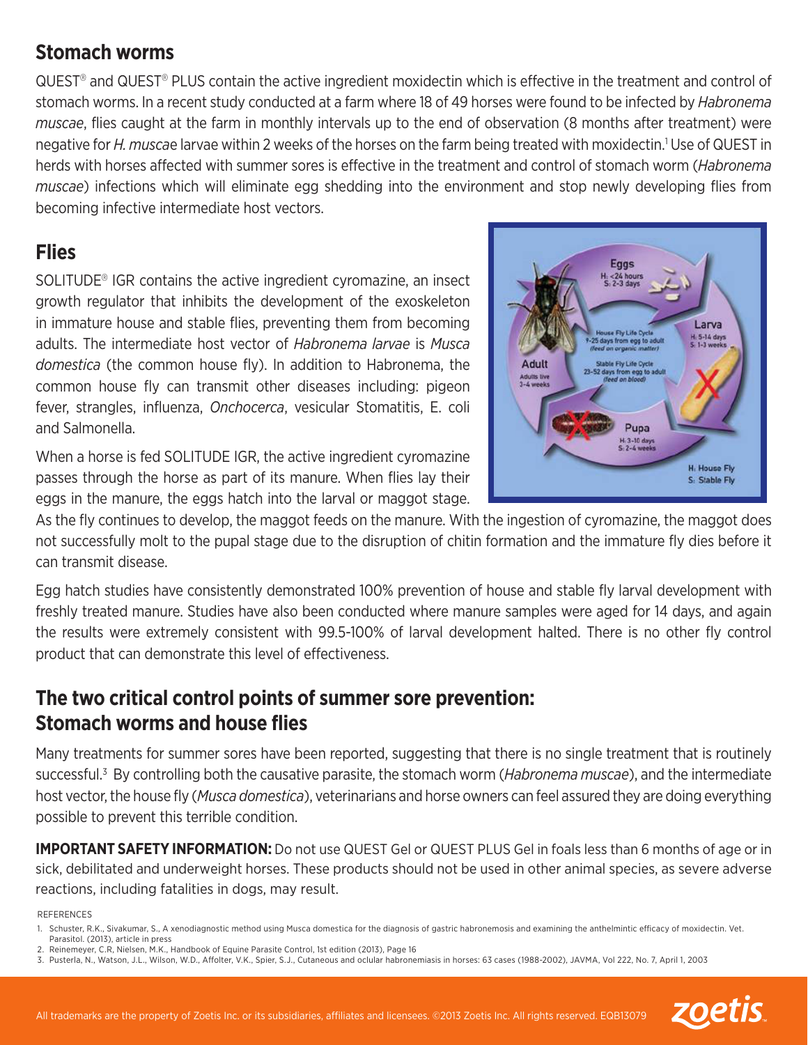## Stomach worms

QUEST® and QUEST® PLUS contain the active ingredient moxidectin which is effective in the treatment and control of stomach worms. In a recent study conducted at a farm where 18 of 49 horses were found to be infected by *Habronema muscae*, flies caught at the farm in monthly intervals up to the end of observation (8 months after treatment) were negative for *H. muscae* larvae within 2 weeks of the horses on the farm being treated with moxidectin.[1] Use of QUEST in herds with horses affected with summer sores is effective in the treatment and control of stomach worm (*Habronema muscae*) infections which will eliminate egg shedding into the environment and stop newly developing flies from becoming infective intermediate host vectors.

## Flies

SOLITUDE® IGR contains the active ingredient cyromazine, an insect growth regulator that inhibits the development of the exoskeleton in immature house and stable flies, preventing them from becoming adults. The intermediate host vector of *Habronema larvae* is *Musca domestica* (the common house fly). In addition to Habronema, the common house fly can transmit other diseases including: pigeon fever, strangles, influenza, *Onchocerca*, vesicular Stomatitis, E. coli and Salmonella.

Eggs
H: <24 hours
S: 2-3 days

Larva
H: 5-14 days
S: 1-3 weeks

Pupa
H: 3-10 days
S: 2-4 weeks

Adult
Adults live 3-4 weeks

House Fly Life Cycle
9-25 days from egg to adult
(feed on organic matter)

Stable Fly Life Cycle
23-52 days from egg to adult
(feed on blood)

H: House Fly
S: Stable Fly

When a horse is fed SOLITUDE IGR, the active ingredient cyromazine passes through the horse as part of its manure. When flies lay their eggs in the manure, the eggs hatch into the larval or maggot stage. As the fly continues to develop, the maggot feeds on the manure. With the ingestion of cyromazine, the maggot does not successfully molt to the pupal stage due to the disruption of chitin formation and the immature fly dies before it can transmit disease.

Egg hatch studies have consistently demonstrated 100% prevention of house and stable fly larval development with freshly treated manure. Studies have also been conducted where manure samples were aged for 14 days, and again the results were extremely consistent with 99.5-100% of larval development halted. There is no other fly control product that can demonstrate this level of effectiveness.

## The two critical control points of summer sore prevention: Stomach worms and house flies

Many treatments for summer sores have been reported, suggesting that there is no single treatment that is routinely successful.[3] By controlling both the causative parasite, the stomach worm (*Habronema muscae*), and the intermediate host vector, the house fly (*Musca domestica*), veterinarians and horse owners can feel assured they are doing everything possible to prevent this terrible condition.

**IMPORTANT SAFETY INFORMATION:** Do not use QUEST Gel or QUEST PLUS Gel in foals less than 6 months of age or in sick, debilitated and underweight horses. These products should not be used in other animal species, as severe adverse reactions, including fatalities in dogs, may result.

REFERENCES

1. Schuster, R.K., Sivakumar, S., A xenodiagnostic method using Musca domestica for the diagnosis of gastric habronemosis and examining the anthelmintic efficacy of moxidectin. Vet. Parasitol. (2013), article in press
2. Reinemeyer, C.R, Nielsen, M.K., Handbook of Equine Parasite Control, 1st edition (2013), Page 16
3. Pusterla, N., Watson, J.L., Wilson, W.D., Affolter, V.K., Spier, S.J., Cutaneous and oclular habronemiasis in horses: 63 cases (1988-2002), JAVMA, Vol 222, No. 7, April 1, 2003

All trademarks are the property of Zoetis Inc. or its subsidiaries, affiliates and licensees. ©2013 Zoetis Inc. All rights reserved. EQB13079

zoetis